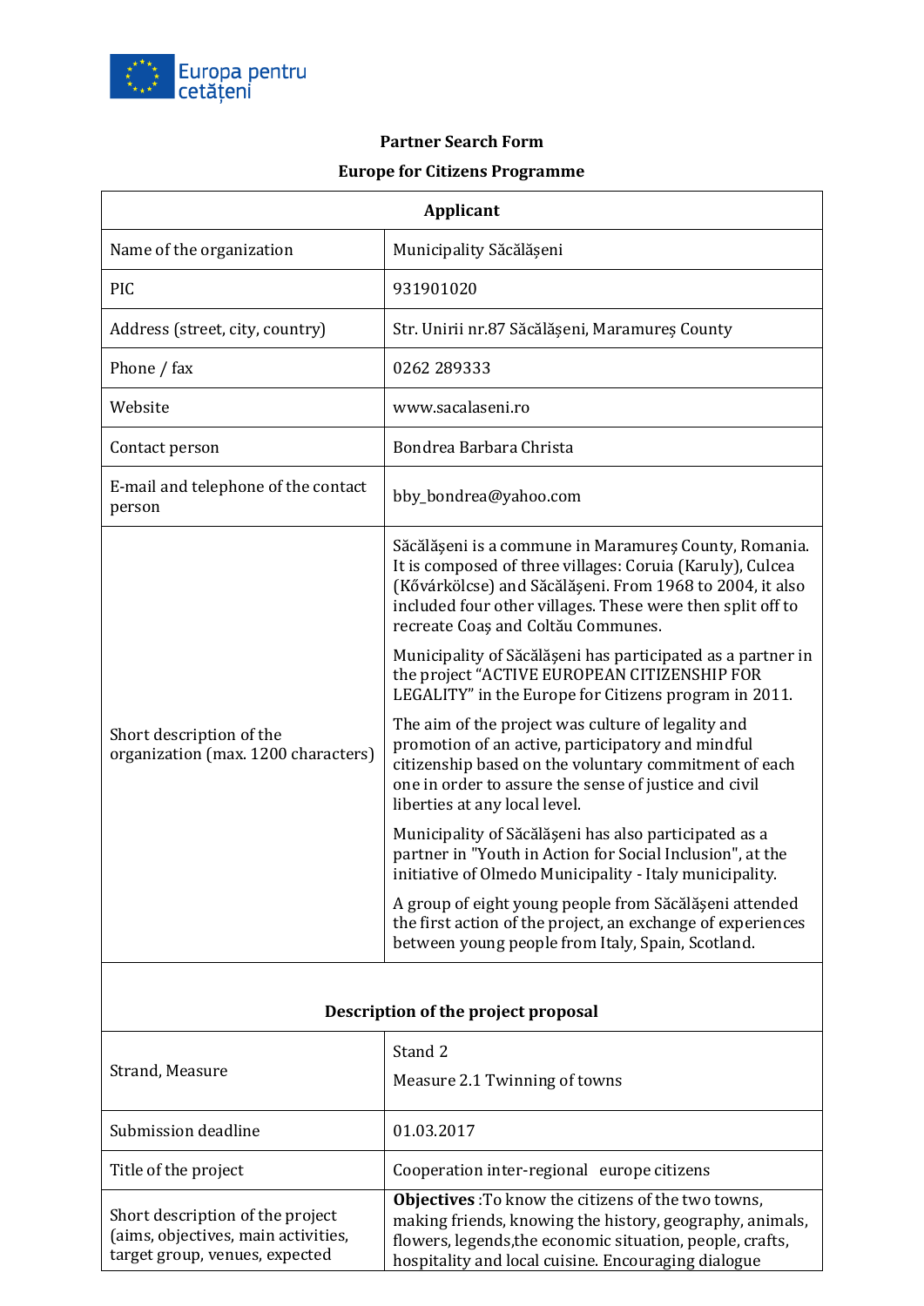Europa pentru cetățeni

**Partner Search Form**

**Europe for Citizens Programme**

| **Applicant** | |
|---|---|
| Name of the organization | Municipality Săcălășeni |
| PIC | 931901020 |
| Address (street, city, country) | Str. Unirii nr.87 Săcălășeni, Maramureș County |
| Phone / fax | 0262 289333 |
| Website | www.sacalaseni.ro |
| Contact person | Bondrea Barbara Christa |
| E-mail and telephone of the contact person | bby_bondrea@yahoo.com |
| Short description of the organization (max. 1200 characters) | Săcălăşeni is a commune in Maramureş County, Romania. It is composed of three villages: Coruia (Karuly), Culcea (Kővárkölcse) and Săcălăşeni. From 1968 to 2004, it also included four other villages. These were then split off to recreate Coaş and Coltău Communes.<br><br>Municipality of Săcălăşeni has participated as a partner in the project "ACTIVE EUROPEAN CITIZENSHIP FOR LEGALITY" in the Europe for Citizens program in 2011.<br><br>The aim of the project was culture of legality and promotion of an active, participatory and mindful citizenship based on the voluntary commitment of each one in order to assure the sense of justice and civil liberties at any local level.<br><br>Municipality of Săcălăşeni has also participated as a partner in "Youth in Action for Social Inclusion", at the initiative of Olmedo Municipality - Italy municipality.<br><br>A group of eight young people from Săcălăşeni attended the first action of the project, an exchange of experiences between young people from Italy, Spain, Scotland. |
| **Description of the project proposal** | |
| Strand, Measure | Stand 2<br><br>Measure 2.1 Twinning of towns |
| Submission deadline | 01.03.2017 |
| Title of the project | Cooperation inter-regional europe citizens |
| Short description of the project (aims, objectives, main activities, target group, venues, expected | **Objectives** :To know the citizens of the two towns, making friends, knowing the history, geography, animals, flowers, legends,the economic situation, people, crafts, hospitality and local cuisine. Encouraging dialogue |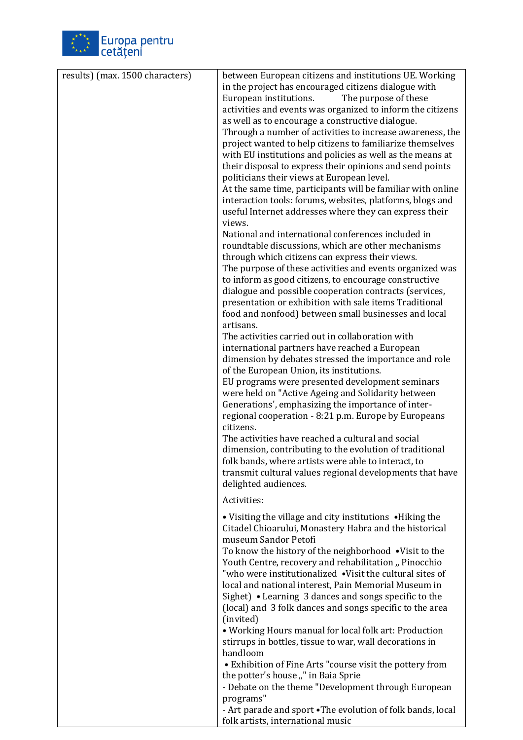| results) (max. 1500 characters) | between European citizens and institutions UE. Working in the project has encouraged citizens dialogue with European institutions. The purpose of these activities and events was organized to inform the citizens as well as to encourage a constructive dialogue.<br>Through a number of activities to increase awareness, the project wanted to help citizens to familiarize themselves with EU institutions and policies as well as the means at their disposal to express their opinions and send points politicians their views at European level.<br>At the same time, participants will be familiar with online interaction tools: forums, websites, platforms, blogs and useful Internet addresses where they can express their views.<br>National and international conferences included in roundtable discussions, which are other mechanisms through which citizens can express their views.<br>The purpose of these activities and events organized was to inform as good citizens, to encourage constructive dialogue and possible cooperation contracts (services, presentation or exhibition with sale items Traditional food and nonfood) between small businesses and local artisans.<br>The activities carried out in collaboration with international partners have reached a European dimension by debates stressed the importance and role of the European Union, its institutions.<br>EU programs were presented development seminars were held on "Active Ageing and Solidarity between Generations', emphasizing the importance of inter-regional cooperation - 8:21 p.m. Europe by Europeans citizens.<br>The activities have reached a cultural and social dimension, contributing to the evolution of traditional folk bands, where artists were able to interact, to transmit cultural values regional developments that have delighted audiences.<br><br>Activities:<br><br>• Visiting the village and city institutions •Hiking the Citadel Chioarului, Monastery Habra and the historical museum Sandor Petofi<br>To know the history of the neighborhood •Visit to the Youth Centre, recovery and rehabilitation ,, Pinocchio "who were institutionalized •Visit the cultural sites of local and national interest, Pain Memorial Museum in Sighet) • Learning 3 dances and songs specific to the (local) and 3 folk dances and songs specific to the area (invited)<br>• Working Hours manual for local folk art: Production stirrups in bottles, tissue to war, wall decorations in handloom<br>• Exhibition of Fine Arts "course visit the pottery from the potter's house ,," in Baia Sprie<br>- Debate on the theme "Development through European programs"<br>- Art parade and sport •The evolution of folk bands, local folk artists, international music |
|---|---|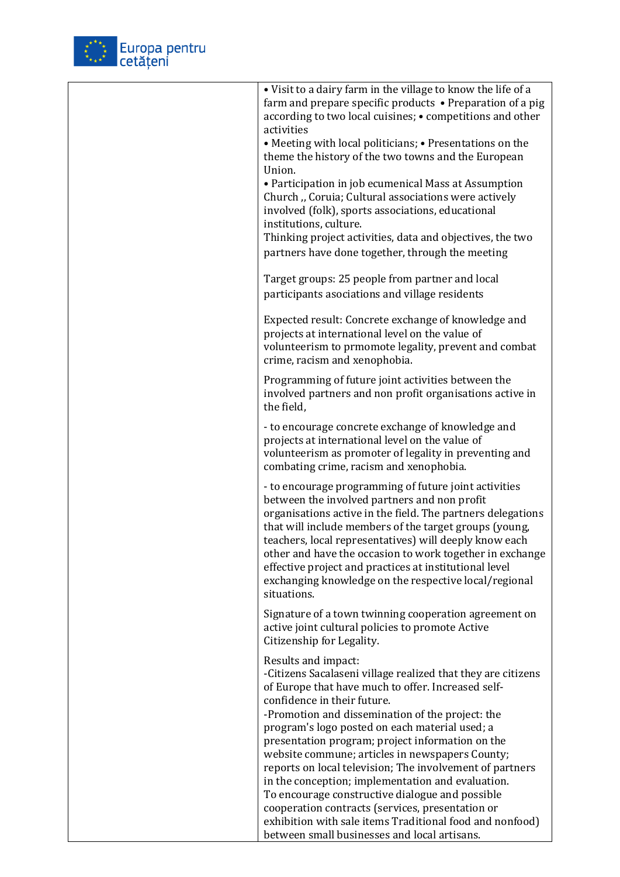| | • Visit to a dairy farm in the village to know the life of a farm and prepare specific products • Preparation of a pig according to two local cuisines; • competitions and other activities<br>• Meeting with local politicians; • Presentations on the theme the history of the two towns and the European Union.<br>• Participation in job ecumenical Mass at Assumption Church ,, Coruia; Cultural associations were actively involved (folk), sports associations, educational institutions, culture.<br>Thinking project activities, data and objectives, the two partners have done together, through the meeting<br><br>Target groups: 25 people from partner and local participants asociations and village residents<br><br>Expected result: Concrete exchange of knowledge and projects at international level on the value of volunteerism to prmomote legality, prevent and combat crime, racism and xenophobia.<br><br>Programming of future joint activities between the involved partners and non profit organisations active in the field,<br><br>- to encourage concrete exchange of knowledge and projects at international level on the value of volunteerism as promoter of legality in preventing and combating crime, racism and xenophobia.<br><br>- to encourage programming of future joint activities between the involved partners and non profit organisations active in the field. The partners delegations that will include members of the target groups (young, teachers, local representatives) will deeply know each other and have the occasion to work together in exchange effective project and practices at institutional level exchanging knowledge on the respective local/regional situations.<br><br>Signature of a town twinning cooperation agreement on active joint cultural policies to promote Active Citizenship for Legality.<br><br>Results and impact:<br>-Citizens Sacalaseni village realized that they are citizens of Europe that have much to offer. Increased self-confidence in their future.<br>-Promotion and dissemination of the project: the program's logo posted on each material used; a presentation program; project information on the website commune; articles in newspapers County; reports on local television; The involvement of partners in the conception; implementation and evaluation.<br>To encourage constructive dialogue and possible cooperation contracts (services, presentation or exhibition with sale items Traditional food and nonfood) between small businesses and local artisans. |
|---|---|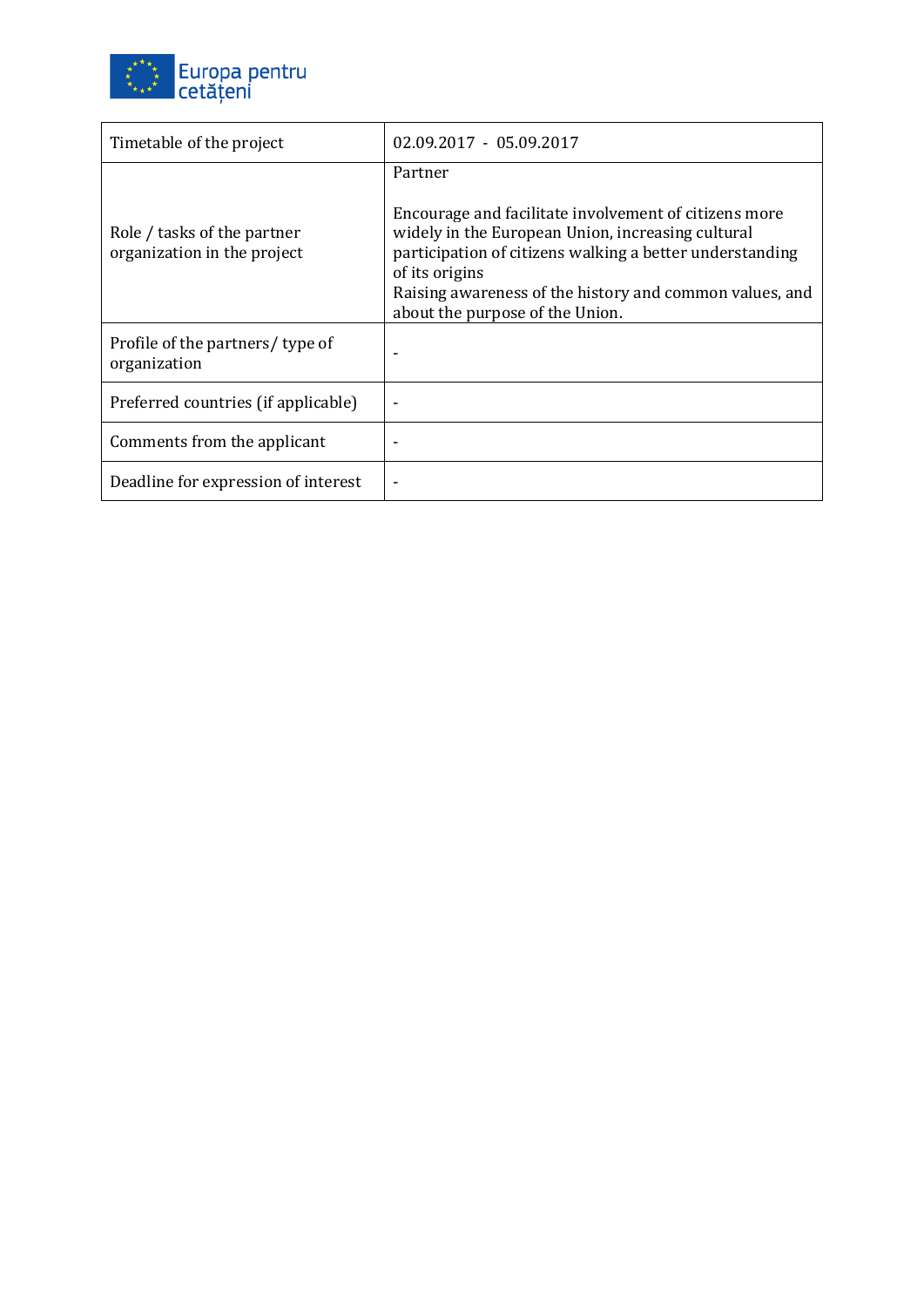Europa pentru cetățeni

| | |
|---|---|
| Timetable of the project | 02.09.2017 - 05.09.2017 |
| Role / tasks of the partner organization in the project | Partner<br><br>Encourage and facilitate involvement of citizens more widely in the European Union, increasing cultural participation of citizens walking a better understanding of its origins<br>Raising awareness of the history and common values, and about the purpose of the Union. |
| Profile of the partners/ type of organization | - |
| Preferred countries (if applicable) | - |
| Comments from the applicant | - |
| Deadline for expression of interest | - |